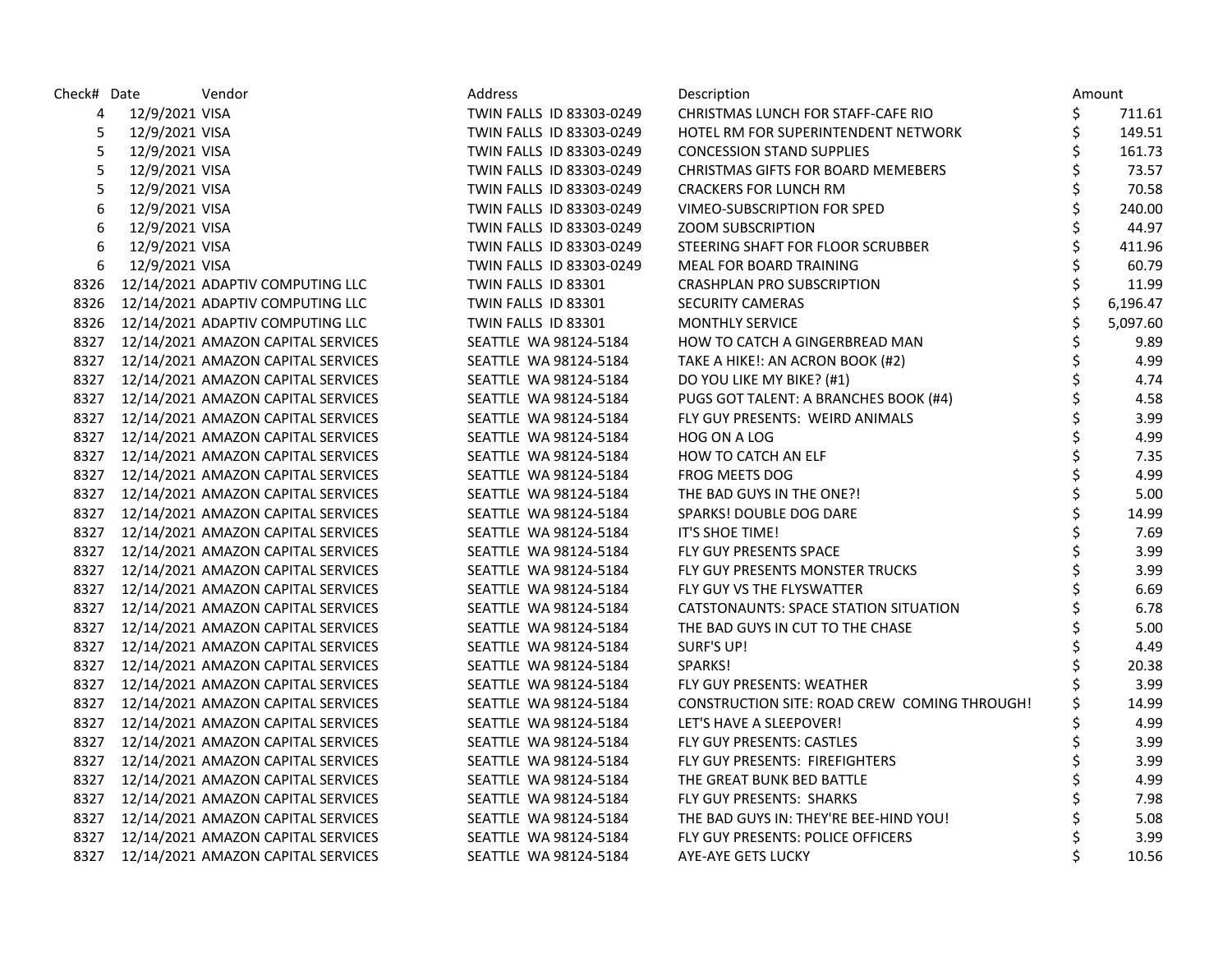| Check# | Date | Vendor | Address | Description | Amount |
|---|---|---|---|---|---|
| 4 | 12/9/2021 | VISA | TWIN FALLS ID 83303-0249 | CHRISTMAS LUNCH FOR STAFF-CAFE RIO | $ 711.61 |
| 5 | 12/9/2021 | VISA | TWIN FALLS ID 83303-0249 | HOTEL RM FOR SUPERINTENDENT NETWORK | $ 149.51 |
| 5 | 12/9/2021 | VISA | TWIN FALLS ID 83303-0249 | CONCESSION STAND SUPPLIES | $ 161.73 |
| 5 | 12/9/2021 | VISA | TWIN FALLS ID 83303-0249 | CHRISTMAS GIFTS FOR BOARD MEMEBERS | $ 73.57 |
| 5 | 12/9/2021 | VISA | TWIN FALLS ID 83303-0249 | CRACKERS FOR LUNCH RM | $ 70.58 |
| 6 | 12/9/2021 | VISA | TWIN FALLS ID 83303-0249 | VIMEO-SUBSCRIPTION FOR SPED | $ 240.00 |
| 6 | 12/9/2021 | VISA | TWIN FALLS ID 83303-0249 | ZOOM SUBSCRIPTION | $ 44.97 |
| 6 | 12/9/2021 | VISA | TWIN FALLS ID 83303-0249 | STEERING SHAFT FOR FLOOR SCRUBBER | $ 411.96 |
| 6 | 12/9/2021 | VISA | TWIN FALLS ID 83303-0249 | MEAL FOR BOARD TRAINING | $ 60.79 |
| 8326 | 12/14/2021 | ADAPTIV COMPUTING LLC | TWIN FALLS ID 83301 | CRASHPLAN PRO SUBSCRIPTION | $ 11.99 |
| 8326 | 12/14/2021 | ADAPTIV COMPUTING LLC | TWIN FALLS ID 83301 | SECURITY CAMERAS | $ 6,196.47 |
| 8326 | 12/14/2021 | ADAPTIV COMPUTING LLC | TWIN FALLS ID 83301 | MONTHLY SERVICE | $ 5,097.60 |
| 8327 | 12/14/2021 | AMAZON CAPITAL SERVICES | SEATTLE WA 98124-5184 | HOW TO CATCH A GINGERBREAD MAN | $ 9.89 |
| 8327 | 12/14/2021 | AMAZON CAPITAL SERVICES | SEATTLE WA 98124-5184 | TAKE A HIKE!: AN ACRON BOOK (#2) | $ 4.99 |
| 8327 | 12/14/2021 | AMAZON CAPITAL SERVICES | SEATTLE WA 98124-5184 | DO YOU LIKE MY BIKE? (#1) | $ 4.74 |
| 8327 | 12/14/2021 | AMAZON CAPITAL SERVICES | SEATTLE WA 98124-5184 | PUGS GOT TALENT: A BRANCHES BOOK (#4) | $ 4.58 |
| 8327 | 12/14/2021 | AMAZON CAPITAL SERVICES | SEATTLE WA 98124-5184 | FLY GUY PRESENTS: WEIRD ANIMALS | $ 3.99 |
| 8327 | 12/14/2021 | AMAZON CAPITAL SERVICES | SEATTLE WA 98124-5184 | HOG ON A LOG | $ 4.99 |
| 8327 | 12/14/2021 | AMAZON CAPITAL SERVICES | SEATTLE WA 98124-5184 | HOW TO CATCH AN ELF | $ 7.35 |
| 8327 | 12/14/2021 | AMAZON CAPITAL SERVICES | SEATTLE WA 98124-5184 | FROG MEETS DOG | $ 4.99 |
| 8327 | 12/14/2021 | AMAZON CAPITAL SERVICES | SEATTLE WA 98124-5184 | THE BAD GUYS IN THE ONE?! | $ 5.00 |
| 8327 | 12/14/2021 | AMAZON CAPITAL SERVICES | SEATTLE WA 98124-5184 | SPARKS! DOUBLE DOG DARE | $ 14.99 |
| 8327 | 12/14/2021 | AMAZON CAPITAL SERVICES | SEATTLE WA 98124-5184 | IT'S SHOE TIME! | $ 7.69 |
| 8327 | 12/14/2021 | AMAZON CAPITAL SERVICES | SEATTLE WA 98124-5184 | FLY GUY PRESENTS SPACE | $ 3.99 |
| 8327 | 12/14/2021 | AMAZON CAPITAL SERVICES | SEATTLE WA 98124-5184 | FLY GUY PRESENTS MONSTER TRUCKS | $ 3.99 |
| 8327 | 12/14/2021 | AMAZON CAPITAL SERVICES | SEATTLE WA 98124-5184 | FLY GUY VS THE FLYSWATTER | $ 6.69 |
| 8327 | 12/14/2021 | AMAZON CAPITAL SERVICES | SEATTLE WA 98124-5184 | CATSTONAUNTS: SPACE STATION SITUATION | $ 6.78 |
| 8327 | 12/14/2021 | AMAZON CAPITAL SERVICES | SEATTLE WA 98124-5184 | THE BAD GUYS IN CUT TO THE CHASE | $ 5.00 |
| 8327 | 12/14/2021 | AMAZON CAPITAL SERVICES | SEATTLE WA 98124-5184 | SURF'S UP! | $ 4.49 |
| 8327 | 12/14/2021 | AMAZON CAPITAL SERVICES | SEATTLE WA 98124-5184 | SPARKS! | $ 20.38 |
| 8327 | 12/14/2021 | AMAZON CAPITAL SERVICES | SEATTLE WA 98124-5184 | FLY GUY PRESENTS: WEATHER | $ 3.99 |
| 8327 | 12/14/2021 | AMAZON CAPITAL SERVICES | SEATTLE WA 98124-5184 | CONSTRUCTION SITE: ROAD CREW COMING THROUGH! | $ 14.99 |
| 8327 | 12/14/2021 | AMAZON CAPITAL SERVICES | SEATTLE WA 98124-5184 | LET'S HAVE A SLEEPOVER! | $ 4.99 |
| 8327 | 12/14/2021 | AMAZON CAPITAL SERVICES | SEATTLE WA 98124-5184 | FLY GUY PRESENTS: CASTLES | $ 3.99 |
| 8327 | 12/14/2021 | AMAZON CAPITAL SERVICES | SEATTLE WA 98124-5184 | FLY GUY PRESENTS: FIREFIGHTERS | $ 3.99 |
| 8327 | 12/14/2021 | AMAZON CAPITAL SERVICES | SEATTLE WA 98124-5184 | THE GREAT BUNK BED BATTLE | $ 4.99 |
| 8327 | 12/14/2021 | AMAZON CAPITAL SERVICES | SEATTLE WA 98124-5184 | FLY GUY PRESENTS: SHARKS | $ 7.98 |
| 8327 | 12/14/2021 | AMAZON CAPITAL SERVICES | SEATTLE WA 98124-5184 | THE BAD GUYS IN: THEY'RE BEE-HIND YOU! | $ 5.08 |
| 8327 | 12/14/2021 | AMAZON CAPITAL SERVICES | SEATTLE WA 98124-5184 | FLY GUY PRESENTS: POLICE OFFICERS | $ 3.99 |
| 8327 | 12/14/2021 | AMAZON CAPITAL SERVICES | SEATTLE WA 98124-5184 | AYE-AYE GETS LUCKY | $ 10.56 |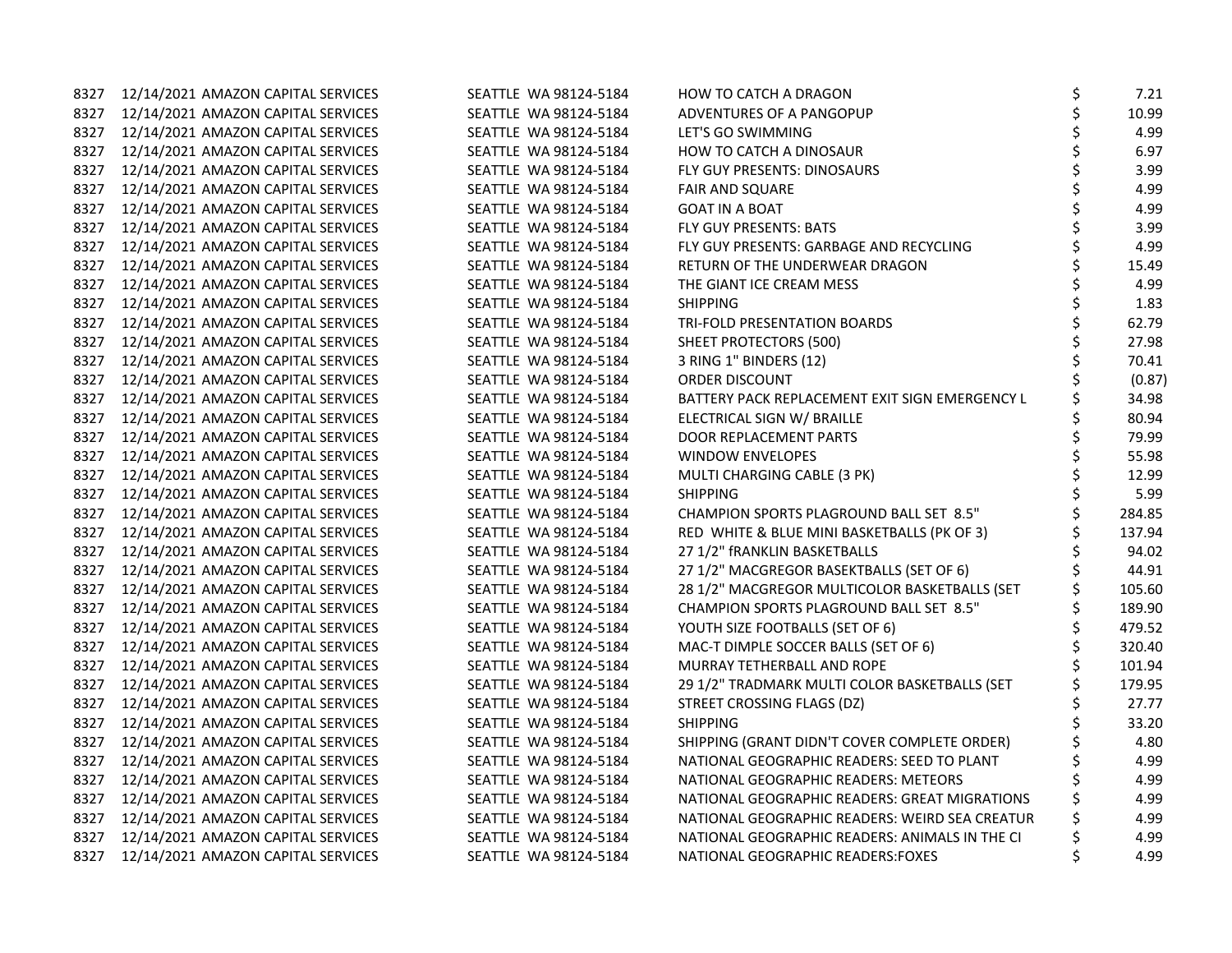| | | | | | |
|---|---|---|---|---|---|
| 8327 | 12/14/2021 | AMAZON CAPITAL SERVICES | SEATTLE WA 98124-5184 | HOW TO CATCH A DRAGON | $ 7.21 |
| 8327 | 12/14/2021 | AMAZON CAPITAL SERVICES | SEATTLE WA 98124-5184 | ADVENTURES OF A PANGOPUP | $ 10.99 |
| 8327 | 12/14/2021 | AMAZON CAPITAL SERVICES | SEATTLE WA 98124-5184 | LET'S GO SWIMMING | $ 4.99 |
| 8327 | 12/14/2021 | AMAZON CAPITAL SERVICES | SEATTLE WA 98124-5184 | HOW TO CATCH A DINOSAUR | $ 6.97 |
| 8327 | 12/14/2021 | AMAZON CAPITAL SERVICES | SEATTLE WA 98124-5184 | FLY GUY PRESENTS: DINOSAURS | $ 3.99 |
| 8327 | 12/14/2021 | AMAZON CAPITAL SERVICES | SEATTLE WA 98124-5184 | FAIR AND SQUARE | $ 4.99 |
| 8327 | 12/14/2021 | AMAZON CAPITAL SERVICES | SEATTLE WA 98124-5184 | GOAT IN A BOAT | $ 4.99 |
| 8327 | 12/14/2021 | AMAZON CAPITAL SERVICES | SEATTLE WA 98124-5184 | FLY GUY PRESENTS: BATS | $ 3.99 |
| 8327 | 12/14/2021 | AMAZON CAPITAL SERVICES | SEATTLE WA 98124-5184 | FLY GUY PRESENTS: GARBAGE AND RECYCLING | $ 4.99 |
| 8327 | 12/14/2021 | AMAZON CAPITAL SERVICES | SEATTLE WA 98124-5184 | RETURN OF THE UNDERWEAR DRAGON | $ 15.49 |
| 8327 | 12/14/2021 | AMAZON CAPITAL SERVICES | SEATTLE WA 98124-5184 | THE GIANT ICE CREAM MESS | $ 4.99 |
| 8327 | 12/14/2021 | AMAZON CAPITAL SERVICES | SEATTLE WA 98124-5184 | SHIPPING | $ 1.83 |
| 8327 | 12/14/2021 | AMAZON CAPITAL SERVICES | SEATTLE WA 98124-5184 | TRI-FOLD PRESENTATION BOARDS | $ 62.79 |
| 8327 | 12/14/2021 | AMAZON CAPITAL SERVICES | SEATTLE WA 98124-5184 | SHEET PROTECTORS (500) | $ 27.98 |
| 8327 | 12/14/2021 | AMAZON CAPITAL SERVICES | SEATTLE WA 98124-5184 | 3 RING 1" BINDERS (12) | $ 70.41 |
| 8327 | 12/14/2021 | AMAZON CAPITAL SERVICES | SEATTLE WA 98124-5184 | ORDER DISCOUNT | $ (0.87) |
| 8327 | 12/14/2021 | AMAZON CAPITAL SERVICES | SEATTLE WA 98124-5184 | BATTERY PACK REPLACEMENT EXIT SIGN EMERGENCY L | $ 34.98 |
| 8327 | 12/14/2021 | AMAZON CAPITAL SERVICES | SEATTLE WA 98124-5184 | ELECTRICAL SIGN W/ BRAILLE | $ 80.94 |
| 8327 | 12/14/2021 | AMAZON CAPITAL SERVICES | SEATTLE WA 98124-5184 | DOOR REPLACEMENT PARTS | $ 79.99 |
| 8327 | 12/14/2021 | AMAZON CAPITAL SERVICES | SEATTLE WA 98124-5184 | WINDOW ENVELOPES | $ 55.98 |
| 8327 | 12/14/2021 | AMAZON CAPITAL SERVICES | SEATTLE WA 98124-5184 | MULTI CHARGING CABLE (3 PK) | $ 12.99 |
| 8327 | 12/14/2021 | AMAZON CAPITAL SERVICES | SEATTLE WA 98124-5184 | SHIPPING | $ 5.99 |
| 8327 | 12/14/2021 | AMAZON CAPITAL SERVICES | SEATTLE WA 98124-5184 | CHAMPION SPORTS PLAGROUND BALL SET 8.5" | $ 284.85 |
| 8327 | 12/14/2021 | AMAZON CAPITAL SERVICES | SEATTLE WA 98124-5184 | RED WHITE & BLUE MINI BASKETBALLS (PK OF 3) | $ 137.94 |
| 8327 | 12/14/2021 | AMAZON CAPITAL SERVICES | SEATTLE WA 98124-5184 | 27 1/2" fRANKLIN BASKETBALLS | $ 94.02 |
| 8327 | 12/14/2021 | AMAZON CAPITAL SERVICES | SEATTLE WA 98124-5184 | 27 1/2" MACGREGOR BASEKTBALLS (SET OF 6) | $ 44.91 |
| 8327 | 12/14/2021 | AMAZON CAPITAL SERVICES | SEATTLE WA 98124-5184 | 28 1/2" MACGREGOR MULTICOLOR BASKETBALLS (SET | $ 105.60 |
| 8327 | 12/14/2021 | AMAZON CAPITAL SERVICES | SEATTLE WA 98124-5184 | CHAMPION SPORTS PLAGROUND BALL SET 8.5" | $ 189.90 |
| 8327 | 12/14/2021 | AMAZON CAPITAL SERVICES | SEATTLE WA 98124-5184 | YOUTH SIZE FOOTBALLS (SET OF 6) | $ 479.52 |
| 8327 | 12/14/2021 | AMAZON CAPITAL SERVICES | SEATTLE WA 98124-5184 | MAC-T DIMPLE SOCCER BALLS (SET OF 6) | $ 320.40 |
| 8327 | 12/14/2021 | AMAZON CAPITAL SERVICES | SEATTLE WA 98124-5184 | MURRAY TETHERBALL AND ROPE | $ 101.94 |
| 8327 | 12/14/2021 | AMAZON CAPITAL SERVICES | SEATTLE WA 98124-5184 | 29 1/2" TRADMARK MULTI COLOR BASKETBALLS (SET | $ 179.95 |
| 8327 | 12/14/2021 | AMAZON CAPITAL SERVICES | SEATTLE WA 98124-5184 | STREET CROSSING FLAGS (DZ) | $ 27.77 |
| 8327 | 12/14/2021 | AMAZON CAPITAL SERVICES | SEATTLE WA 98124-5184 | SHIPPING | $ 33.20 |
| 8327 | 12/14/2021 | AMAZON CAPITAL SERVICES | SEATTLE WA 98124-5184 | SHIPPING (GRANT DIDN'T COVER COMPLETE ORDER) | $ 4.80 |
| 8327 | 12/14/2021 | AMAZON CAPITAL SERVICES | SEATTLE WA 98124-5184 | NATIONAL GEOGRAPHIC READERS: SEED TO PLANT | $ 4.99 |
| 8327 | 12/14/2021 | AMAZON CAPITAL SERVICES | SEATTLE WA 98124-5184 | NATIONAL GEOGRAPHIC READERS: METEORS | $ 4.99 |
| 8327 | 12/14/2021 | AMAZON CAPITAL SERVICES | SEATTLE WA 98124-5184 | NATIONAL GEOGRAPHIC READERS: GREAT MIGRATIONS | $ 4.99 |
| 8327 | 12/14/2021 | AMAZON CAPITAL SERVICES | SEATTLE WA 98124-5184 | NATIONAL GEOGRAPHIC READERS: WEIRD SEA CREATUR | $ 4.99 |
| 8327 | 12/14/2021 | AMAZON CAPITAL SERVICES | SEATTLE WA 98124-5184 | NATIONAL GEOGRAPHIC READERS: ANIMALS IN THE CI | $ 4.99 |
| 8327 | 12/14/2021 | AMAZON CAPITAL SERVICES | SEATTLE WA 98124-5184 | NATIONAL GEOGRAPHIC READERS:FOXES | $ 4.99 |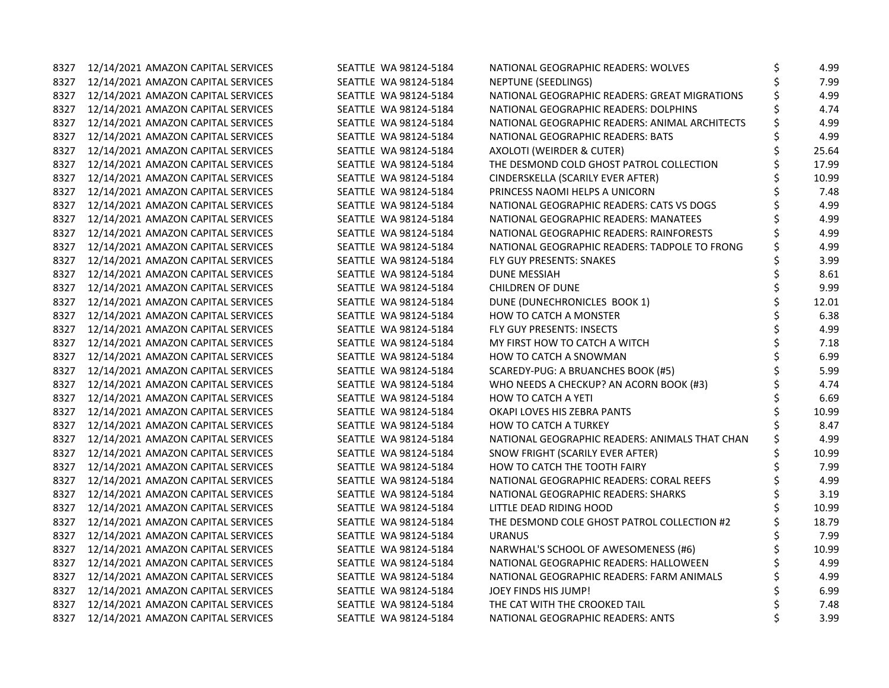| | | | | | | |
|---|---|---|---|---|---|---|
| 8327 | 12/14/2021 | AMAZON CAPITAL SERVICES | SEATTLE WA 98124-5184 | NATIONAL GEOGRAPHIC READERS: WOLVES | $ | 4.99 |
| 8327 | 12/14/2021 | AMAZON CAPITAL SERVICES | SEATTLE WA 98124-5184 | NEPTUNE (SEEDLINGS) | $ | 7.99 |
| 8327 | 12/14/2021 | AMAZON CAPITAL SERVICES | SEATTLE WA 98124-5184 | NATIONAL GEOGRAPHIC READERS: GREAT MIGRATIONS | $ | 4.99 |
| 8327 | 12/14/2021 | AMAZON CAPITAL SERVICES | SEATTLE WA 98124-5184 | NATIONAL GEOGRAPHIC READERS: DOLPHINS | $ | 4.74 |
| 8327 | 12/14/2021 | AMAZON CAPITAL SERVICES | SEATTLE WA 98124-5184 | NATIONAL GEOGRAPHIC READERS: ANIMAL ARCHITECTS | $ | 4.99 |
| 8327 | 12/14/2021 | AMAZON CAPITAL SERVICES | SEATTLE WA 98124-5184 | NATIONAL GEOGRAPHIC READERS: BATS | $ | 4.99 |
| 8327 | 12/14/2021 | AMAZON CAPITAL SERVICES | SEATTLE WA 98124-5184 | AXOLOTI (WEIRDER & CUTER) | $ | 25.64 |
| 8327 | 12/14/2021 | AMAZON CAPITAL SERVICES | SEATTLE WA 98124-5184 | THE DESMOND COLD GHOST PATROL COLLECTION | $ | 17.99 |
| 8327 | 12/14/2021 | AMAZON CAPITAL SERVICES | SEATTLE WA 98124-5184 | CINDERSKELLA (SCARILY EVER AFTER) | $ | 10.99 |
| 8327 | 12/14/2021 | AMAZON CAPITAL SERVICES | SEATTLE WA 98124-5184 | PRINCESS NAOMI HELPS A UNICORN | $ | 7.48 |
| 8327 | 12/14/2021 | AMAZON CAPITAL SERVICES | SEATTLE WA 98124-5184 | NATIONAL GEOGRAPHIC READERS: CATS VS DOGS | $ | 4.99 |
| 8327 | 12/14/2021 | AMAZON CAPITAL SERVICES | SEATTLE WA 98124-5184 | NATIONAL GEOGRAPHIC READERS: MANATEES | $ | 4.99 |
| 8327 | 12/14/2021 | AMAZON CAPITAL SERVICES | SEATTLE WA 98124-5184 | NATIONAL GEOGRAPHIC READERS: RAINFORESTS | $ | 4.99 |
| 8327 | 12/14/2021 | AMAZON CAPITAL SERVICES | SEATTLE WA 98124-5184 | NATIONAL GEOGRAPHIC READERS: TADPOLE TO FRONG | $ | 4.99 |
| 8327 | 12/14/2021 | AMAZON CAPITAL SERVICES | SEATTLE WA 98124-5184 | FLY GUY PRESENTS: SNAKES | $ | 3.99 |
| 8327 | 12/14/2021 | AMAZON CAPITAL SERVICES | SEATTLE WA 98124-5184 | DUNE MESSIAH | $ | 8.61 |
| 8327 | 12/14/2021 | AMAZON CAPITAL SERVICES | SEATTLE WA 98124-5184 | CHILDREN OF DUNE | $ | 9.99 |
| 8327 | 12/14/2021 | AMAZON CAPITAL SERVICES | SEATTLE WA 98124-5184 | DUNE (DUNECHRONICLES BOOK 1) | $ | 12.01 |
| 8327 | 12/14/2021 | AMAZON CAPITAL SERVICES | SEATTLE WA 98124-5184 | HOW TO CATCH A MONSTER | $ | 6.38 |
| 8327 | 12/14/2021 | AMAZON CAPITAL SERVICES | SEATTLE WA 98124-5184 | FLY GUY PRESENTS: INSECTS | $ | 4.99 |
| 8327 | 12/14/2021 | AMAZON CAPITAL SERVICES | SEATTLE WA 98124-5184 | MY FIRST HOW TO CATCH A WITCH | $ | 7.18 |
| 8327 | 12/14/2021 | AMAZON CAPITAL SERVICES | SEATTLE WA 98124-5184 | HOW TO CATCH A SNOWMAN | $ | 6.99 |
| 8327 | 12/14/2021 | AMAZON CAPITAL SERVICES | SEATTLE WA 98124-5184 | SCAREDY-PUG: A BRUANCHES BOOK (#5) | $ | 5.99 |
| 8327 | 12/14/2021 | AMAZON CAPITAL SERVICES | SEATTLE WA 98124-5184 | WHO NEEDS A CHECKUP? AN ACORN BOOK (#3) | $ | 4.74 |
| 8327 | 12/14/2021 | AMAZON CAPITAL SERVICES | SEATTLE WA 98124-5184 | HOW TO CATCH A YETI | $ | 6.69 |
| 8327 | 12/14/2021 | AMAZON CAPITAL SERVICES | SEATTLE WA 98124-5184 | OKAPI LOVES HIS ZEBRA PANTS | $ | 10.99 |
| 8327 | 12/14/2021 | AMAZON CAPITAL SERVICES | SEATTLE WA 98124-5184 | HOW TO CATCH A TURKEY | $ | 8.47 |
| 8327 | 12/14/2021 | AMAZON CAPITAL SERVICES | SEATTLE WA 98124-5184 | NATIONAL GEOGRAPHIC READERS: ANIMALS THAT CHAN | $ | 4.99 |
| 8327 | 12/14/2021 | AMAZON CAPITAL SERVICES | SEATTLE WA 98124-5184 | SNOW FRIGHT (SCARILY EVER AFTER) | $ | 10.99 |
| 8327 | 12/14/2021 | AMAZON CAPITAL SERVICES | SEATTLE WA 98124-5184 | HOW TO CATCH THE TOOTH FAIRY | $ | 7.99 |
| 8327 | 12/14/2021 | AMAZON CAPITAL SERVICES | SEATTLE WA 98124-5184 | NATIONAL GEOGRAPHIC READERS: CORAL REEFS | $ | 4.99 |
| 8327 | 12/14/2021 | AMAZON CAPITAL SERVICES | SEATTLE WA 98124-5184 | NATIONAL GEOGRAPHIC READERS: SHARKS | $ | 3.19 |
| 8327 | 12/14/2021 | AMAZON CAPITAL SERVICES | SEATTLE WA 98124-5184 | LITTLE DEAD RIDING HOOD | $ | 10.99 |
| 8327 | 12/14/2021 | AMAZON CAPITAL SERVICES | SEATTLE WA 98124-5184 | THE DESMOND COLE GHOST PATROL COLLECTION #2 | $ | 18.79 |
| 8327 | 12/14/2021 | AMAZON CAPITAL SERVICES | SEATTLE WA 98124-5184 | URANUS | $ | 7.99 |
| 8327 | 12/14/2021 | AMAZON CAPITAL SERVICES | SEATTLE WA 98124-5184 | NARWHAL'S SCHOOL OF AWESOMENESS (#6) | $ | 10.99 |
| 8327 | 12/14/2021 | AMAZON CAPITAL SERVICES | SEATTLE WA 98124-5184 | NATIONAL GEOGRAPHIC READERS: HALLOWEEN | $ | 4.99 |
| 8327 | 12/14/2021 | AMAZON CAPITAL SERVICES | SEATTLE WA 98124-5184 | NATIONAL GEOGRAPHIC READERS: FARM ANIMALS | $ | 4.99 |
| 8327 | 12/14/2021 | AMAZON CAPITAL SERVICES | SEATTLE WA 98124-5184 | JOEY FINDS HIS JUMP! | $ | 6.99 |
| 8327 | 12/14/2021 | AMAZON CAPITAL SERVICES | SEATTLE WA 98124-5184 | THE CAT WITH THE CROOKED TAIL | $ | 7.48 |
| 8327 | 12/14/2021 | AMAZON CAPITAL SERVICES | SEATTLE WA 98124-5184 | NATIONAL GEOGRAPHIC READERS: ANTS | $ | 3.99 |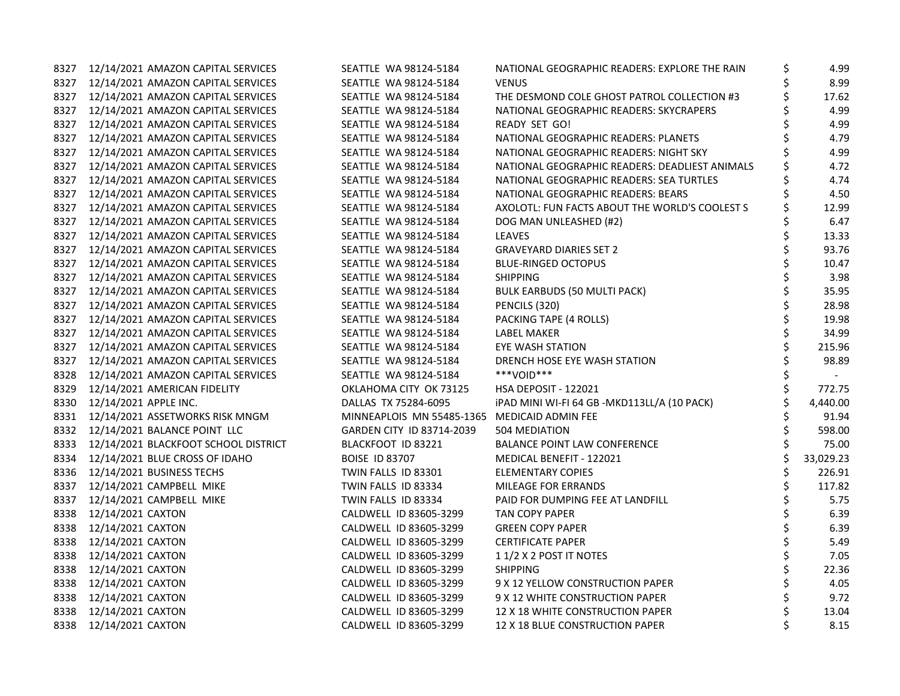| | | | | | | |
|---|---|---|---|---|---|---|
| 8327 | 12/14/2021 | AMAZON CAPITAL SERVICES | SEATTLE WA 98124-5184 | NATIONAL GEOGRAPHIC READERS: EXPLORE THE RAIN | $ | 4.99 |
| 8327 | 12/14/2021 | AMAZON CAPITAL SERVICES | SEATTLE WA 98124-5184 | VENUS | $ | 8.99 |
| 8327 | 12/14/2021 | AMAZON CAPITAL SERVICES | SEATTLE WA 98124-5184 | THE DESMOND COLE GHOST PATROL COLLECTION #3 | $ | 17.62 |
| 8327 | 12/14/2021 | AMAZON CAPITAL SERVICES | SEATTLE WA 98124-5184 | NATIONAL GEOGRAPHIC READERS: SKYCRAPERS | $ | 4.99 |
| 8327 | 12/14/2021 | AMAZON CAPITAL SERVICES | SEATTLE WA 98124-5184 | READY SET GO! | $ | 4.99 |
| 8327 | 12/14/2021 | AMAZON CAPITAL SERVICES | SEATTLE WA 98124-5184 | NATIONAL GEOGRAPHIC READERS: PLANETS | $ | 4.79 |
| 8327 | 12/14/2021 | AMAZON CAPITAL SERVICES | SEATTLE WA 98124-5184 | NATIONAL GEOGRAPHIC READERS: NIGHT SKY | $ | 4.99 |
| 8327 | 12/14/2021 | AMAZON CAPITAL SERVICES | SEATTLE WA 98124-5184 | NATIONAL GEOGRAPHIC READERS: DEADLIEST ANIMALS | $ | 4.72 |
| 8327 | 12/14/2021 | AMAZON CAPITAL SERVICES | SEATTLE WA 98124-5184 | NATIONAL GEOGRAPHIC READERS: SEA TURTLES | $ | 4.74 |
| 8327 | 12/14/2021 | AMAZON CAPITAL SERVICES | SEATTLE WA 98124-5184 | NATIONAL GEOGRAPHIC READERS: BEARS | $ | 4.50 |
| 8327 | 12/14/2021 | AMAZON CAPITAL SERVICES | SEATTLE WA 98124-5184 | AXOLOTL: FUN FACTS ABOUT THE WORLD'S COOLEST S | $ | 12.99 |
| 8327 | 12/14/2021 | AMAZON CAPITAL SERVICES | SEATTLE WA 98124-5184 | DOG MAN UNLEASHED (#2) | $ | 6.47 |
| 8327 | 12/14/2021 | AMAZON CAPITAL SERVICES | SEATTLE WA 98124-5184 | LEAVES | $ | 13.33 |
| 8327 | 12/14/2021 | AMAZON CAPITAL SERVICES | SEATTLE WA 98124-5184 | GRAVEYARD DIARIES SET 2 | $ | 93.76 |
| 8327 | 12/14/2021 | AMAZON CAPITAL SERVICES | SEATTLE WA 98124-5184 | BLUE-RINGED OCTOPUS | $ | 10.47 |
| 8327 | 12/14/2021 | AMAZON CAPITAL SERVICES | SEATTLE WA 98124-5184 | SHIPPING | $ | 3.98 |
| 8327 | 12/14/2021 | AMAZON CAPITAL SERVICES | SEATTLE WA 98124-5184 | BULK EARBUDS (50 MULTI PACK) | $ | 35.95 |
| 8327 | 12/14/2021 | AMAZON CAPITAL SERVICES | SEATTLE WA 98124-5184 | PENCILS (320) | $ | 28.98 |
| 8327 | 12/14/2021 | AMAZON CAPITAL SERVICES | SEATTLE WA 98124-5184 | PACKING TAPE (4 ROLLS) | $ | 19.98 |
| 8327 | 12/14/2021 | AMAZON CAPITAL SERVICES | SEATTLE WA 98124-5184 | LABEL MAKER | $ | 34.99 |
| 8327 | 12/14/2021 | AMAZON CAPITAL SERVICES | SEATTLE WA 98124-5184 | EYE WASH STATION | $ | 215.96 |
| 8327 | 12/14/2021 | AMAZON CAPITAL SERVICES | SEATTLE WA 98124-5184 | DRENCH HOSE EYE WASH STATION | $ | 98.89 |
| 8328 | 12/14/2021 | AMAZON CAPITAL SERVICES | SEATTLE WA 98124-5184 | ***VOID*** | $ | - |
| 8329 | 12/14/2021 | AMERICAN FIDELITY | OKLAHOMA CITY OK 73125 | HSA DEPOSIT - 122021 | $ | 772.75 |
| 8330 | 12/14/2021 | APPLE INC. | DALLAS TX 75284-6095 | iPAD MINI WI-FI 64 GB -MKD113LL/A (10 PACK) | $ | 4,440.00 |
| 8331 | 12/14/2021 | ASSETWORKS RISK MNGM | MINNEAPLOIS MN 55485-1365 | MEDICAID ADMIN FEE | $ | 91.94 |
| 8332 | 12/14/2021 | BALANCE POINT LLC | GARDEN CITY ID 83714-2039 | 504 MEDIATION | $ | 598.00 |
| 8333 | 12/14/2021 | BLACKFOOT SCHOOL DISTRICT | BLACKFOOT ID 83221 | BALANCE POINT LAW CONFERENCE | $ | 75.00 |
| 8334 | 12/14/2021 | BLUE CROSS OF IDAHO | BOISE ID 83707 | MEDICAL BENEFIT - 122021 | $ | 33,029.23 |
| 8336 | 12/14/2021 | BUSINESS TECHS | TWIN FALLS ID 83301 | ELEMENTARY COPIES | $ | 226.91 |
| 8337 | 12/14/2021 | CAMPBELL MIKE | TWIN FALLS ID 83334 | MILEAGE FOR ERRANDS | $ | 117.82 |
| 8337 | 12/14/2021 | CAMPBELL MIKE | TWIN FALLS ID 83334 | PAID FOR DUMPING FEE AT LANDFILL | $ | 5.75 |
| 8338 | 12/14/2021 | CAXTON | CALDWELL ID 83605-3299 | TAN COPY PAPER | $ | 6.39 |
| 8338 | 12/14/2021 | CAXTON | CALDWELL ID 83605-3299 | GREEN COPY PAPER | $ | 6.39 |
| 8338 | 12/14/2021 | CAXTON | CALDWELL ID 83605-3299 | CERTIFICATE PAPER | $ | 5.49 |
| 8338 | 12/14/2021 | CAXTON | CALDWELL ID 83605-3299 | 1 1/2 X 2 POST IT NOTES | $ | 7.05 |
| 8338 | 12/14/2021 | CAXTON | CALDWELL ID 83605-3299 | SHIPPING | $ | 22.36 |
| 8338 | 12/14/2021 | CAXTON | CALDWELL ID 83605-3299 | 9 X 12 YELLOW CONSTRUCTION PAPER | $ | 4.05 |
| 8338 | 12/14/2021 | CAXTON | CALDWELL ID 83605-3299 | 9 X 12 WHITE CONSTRUCTION PAPER | $ | 9.72 |
| 8338 | 12/14/2021 | CAXTON | CALDWELL ID 83605-3299 | 12 X 18 WHITE CONSTRUCTION PAPER | $ | 13.04 |
| 8338 | 12/14/2021 | CAXTON | CALDWELL ID 83605-3299 | 12 X 18 BLUE CONSTRUCTION PAPER | $ | 8.15 |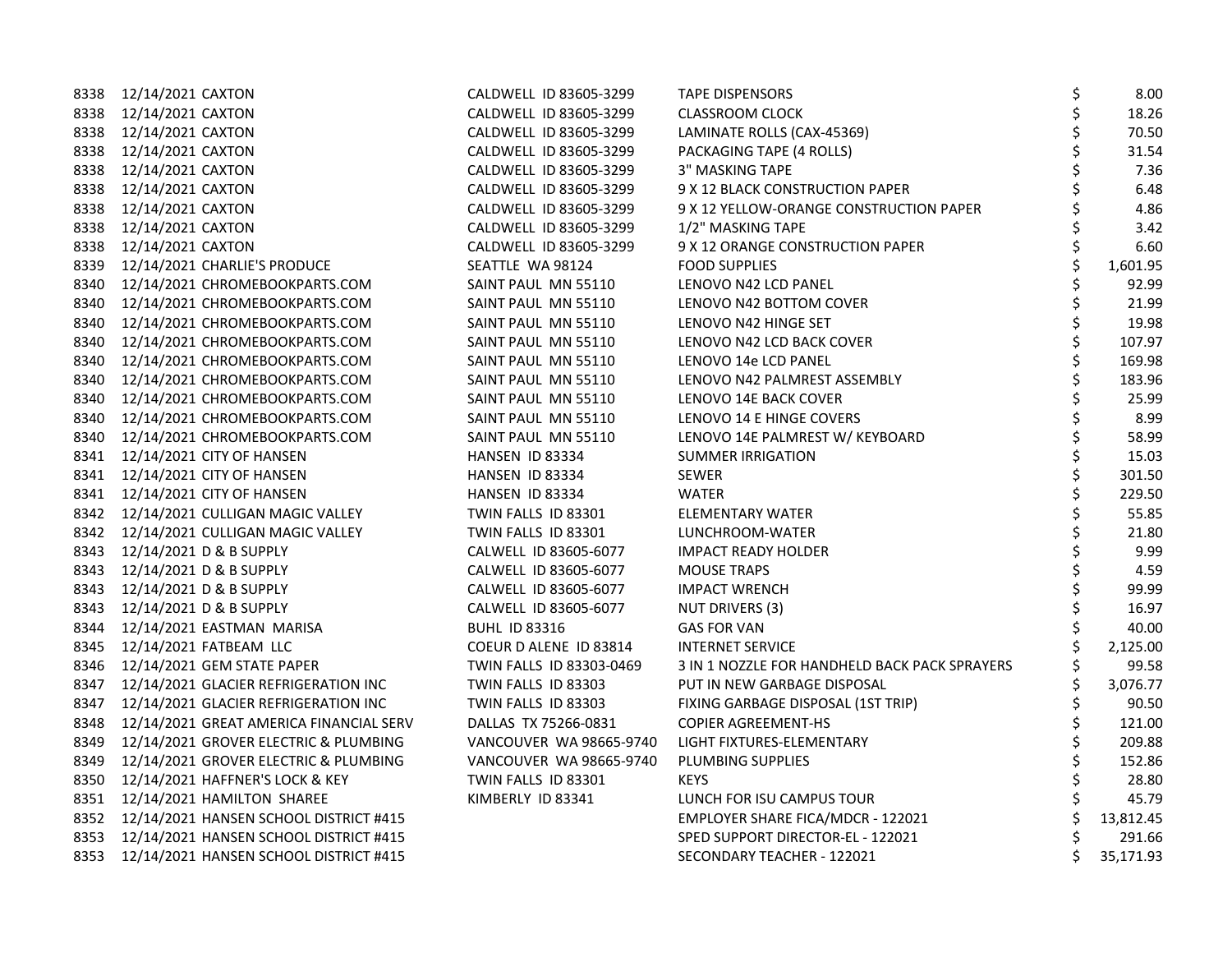| | | | | | |
|---|---|---|---|---|---|
| 8338 | 12/14/2021 | CAXTON | CALDWELL ID 83605-3299 | TAPE DISPENSORS | $ 8.00 |
| 8338 | 12/14/2021 | CAXTON | CALDWELL ID 83605-3299 | CLASSROOM CLOCK | $ 18.26 |
| 8338 | 12/14/2021 | CAXTON | CALDWELL ID 83605-3299 | LAMINATE ROLLS (CAX-45369) | $ 70.50 |
| 8338 | 12/14/2021 | CAXTON | CALDWELL ID 83605-3299 | PACKAGING TAPE (4 ROLLS) | $ 31.54 |
| 8338 | 12/14/2021 | CAXTON | CALDWELL ID 83605-3299 | 3" MASKING TAPE | $ 7.36 |
| 8338 | 12/14/2021 | CAXTON | CALDWELL ID 83605-3299 | 9 X 12 BLACK CONSTRUCTION PAPER | $ 6.48 |
| 8338 | 12/14/2021 | CAXTON | CALDWELL ID 83605-3299 | 9 X 12 YELLOW-ORANGE CONSTRUCTION PAPER | $ 4.86 |
| 8338 | 12/14/2021 | CAXTON | CALDWELL ID 83605-3299 | 1/2" MASKING TAPE | $ 3.42 |
| 8338 | 12/14/2021 | CAXTON | CALDWELL ID 83605-3299 | 9 X 12 ORANGE CONSTRUCTION PAPER | $ 6.60 |
| 8339 | 12/14/2021 | CHARLIE'S PRODUCE | SEATTLE WA 98124 | FOOD SUPPLIES | $ 1,601.95 |
| 8340 | 12/14/2021 | CHROMEBOOKPARTS.COM | SAINT PAUL MN 55110 | LENOVO N42 LCD PANEL | $ 92.99 |
| 8340 | 12/14/2021 | CHROMEBOOKPARTS.COM | SAINT PAUL MN 55110 | LENOVO N42 BOTTOM COVER | $ 21.99 |
| 8340 | 12/14/2021 | CHROMEBOOKPARTS.COM | SAINT PAUL MN 55110 | LENOVO N42 HINGE SET | $ 19.98 |
| 8340 | 12/14/2021 | CHROMEBOOKPARTS.COM | SAINT PAUL MN 55110 | LENOVO N42 LCD BACK COVER | $ 107.97 |
| 8340 | 12/14/2021 | CHROMEBOOKPARTS.COM | SAINT PAUL MN 55110 | LENOVO 14e LCD PANEL | $ 169.98 |
| 8340 | 12/14/2021 | CHROMEBOOKPARTS.COM | SAINT PAUL MN 55110 | LENOVO N42 PALMREST ASSEMBLY | $ 183.96 |
| 8340 | 12/14/2021 | CHROMEBOOKPARTS.COM | SAINT PAUL MN 55110 | LENOVO 14E BACK COVER | $ 25.99 |
| 8340 | 12/14/2021 | CHROMEBOOKPARTS.COM | SAINT PAUL MN 55110 | LENOVO 14 E HINGE COVERS | $ 8.99 |
| 8340 | 12/14/2021 | CHROMEBOOKPARTS.COM | SAINT PAUL MN 55110 | LENOVO 14E PALMREST W/ KEYBOARD | $ 58.99 |
| 8341 | 12/14/2021 | CITY OF HANSEN | HANSEN ID 83334 | SUMMER IRRIGATION | $ 15.03 |
| 8341 | 12/14/2021 | CITY OF HANSEN | HANSEN ID 83334 | SEWER | $ 301.50 |
| 8341 | 12/14/2021 | CITY OF HANSEN | HANSEN ID 83334 | WATER | $ 229.50 |
| 8342 | 12/14/2021 | CULLIGAN MAGIC VALLEY | TWIN FALLS ID 83301 | ELEMENTARY WATER | $ 55.85 |
| 8342 | 12/14/2021 | CULLIGAN MAGIC VALLEY | TWIN FALLS ID 83301 | LUNCHROOM-WATER | $ 21.80 |
| 8343 | 12/14/2021 | D & B SUPPLY | CALWELL ID 83605-6077 | IMPACT READY HOLDER | $ 9.99 |
| 8343 | 12/14/2021 | D & B SUPPLY | CALWELL ID 83605-6077 | MOUSE TRAPS | $ 4.59 |
| 8343 | 12/14/2021 | D & B SUPPLY | CALWELL ID 83605-6077 | IMPACT WRENCH | $ 99.99 |
| 8343 | 12/14/2021 | D & B SUPPLY | CALWELL ID 83605-6077 | NUT DRIVERS (3) | $ 16.97 |
| 8344 | 12/14/2021 | EASTMAN MARISA | BUHL ID 83316 | GAS FOR VAN | $ 40.00 |
| 8345 | 12/14/2021 | FATBEAM LLC | COEUR D ALENE ID 83814 | INTERNET SERVICE | $ 2,125.00 |
| 8346 | 12/14/2021 | GEM STATE PAPER | TWIN FALLS ID 83303-0469 | 3 IN 1 NOZZLE FOR HANDHELD BACK PACK SPRAYERS | $ 99.58 |
| 8347 | 12/14/2021 | GLACIER REFRIGERATION INC | TWIN FALLS ID 83303 | PUT IN NEW GARBAGE DISPOSAL | $ 3,076.77 |
| 8347 | 12/14/2021 | GLACIER REFRIGERATION INC | TWIN FALLS ID 83303 | FIXING GARBAGE DISPOSAL (1ST TRIP) | $ 90.50 |
| 8348 | 12/14/2021 | GREAT AMERICA FINANCIAL SERV | DALLAS TX 75266-0831 | COPIER AGREEMENT-HS | $ 121.00 |
| 8349 | 12/14/2021 | GROVER ELECTRIC & PLUMBING | VANCOUVER WA 98665-9740 | LIGHT FIXTURES-ELEMENTARY | $ 209.88 |
| 8349 | 12/14/2021 | GROVER ELECTRIC & PLUMBING | VANCOUVER WA 98665-9740 | PLUMBING SUPPLIES | $ 152.86 |
| 8350 | 12/14/2021 | HAFFNER'S LOCK & KEY | TWIN FALLS ID 83301 | KEYS | $ 28.80 |
| 8351 | 12/14/2021 | HAMILTON SHAREE | KIMBERLY ID 83341 | LUNCH FOR ISU CAMPUS TOUR | $ 45.79 |
| 8352 | 12/14/2021 | HANSEN SCHOOL DISTRICT #415 | | EMPLOYER SHARE FICA/MDCR - 122021 | $ 13,812.45 |
| 8353 | 12/14/2021 | HANSEN SCHOOL DISTRICT #415 | | SPED SUPPORT DIRECTOR-EL - 122021 | $ 291.66 |
| 8353 | 12/14/2021 | HANSEN SCHOOL DISTRICT #415 | | SECONDARY TEACHER - 122021 | $ 35,171.93 |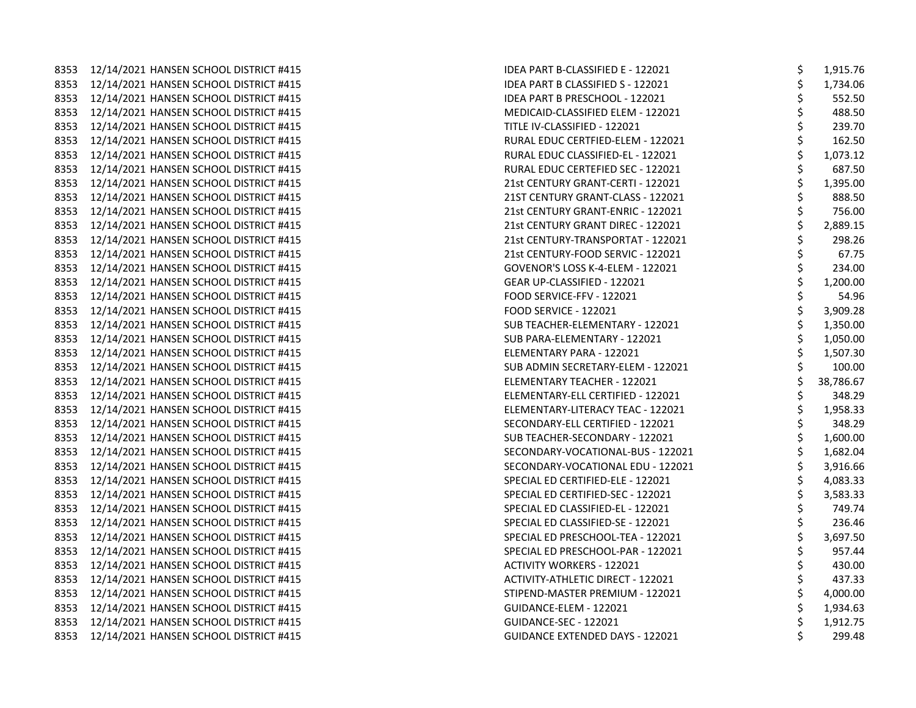| | | | | | |
|---|---|---|---|---|---|
| 8353 | 12/14/2021 | HANSEN SCHOOL DISTRICT #415 | IDEA PART B-CLASSIFIED E - 122021 | $ | 1,915.76 |
| 8353 | 12/14/2021 | HANSEN SCHOOL DISTRICT #415 | IDEA PART B CLASSIFIED S - 122021 | $ | 1,734.06 |
| 8353 | 12/14/2021 | HANSEN SCHOOL DISTRICT #415 | IDEA PART B PRESCHOOL - 122021 | $ | 552.50 |
| 8353 | 12/14/2021 | HANSEN SCHOOL DISTRICT #415 | MEDICAID-CLASSIFIED ELEM - 122021 | $ | 488.50 |
| 8353 | 12/14/2021 | HANSEN SCHOOL DISTRICT #415 | TITLE IV-CLASSIFIED - 122021 | $ | 239.70 |
| 8353 | 12/14/2021 | HANSEN SCHOOL DISTRICT #415 | RURAL EDUC CERTFIED-ELEM - 122021 | $ | 162.50 |
| 8353 | 12/14/2021 | HANSEN SCHOOL DISTRICT #415 | RURAL EDUC CLASSIFIED-EL - 122021 | $ | 1,073.12 |
| 8353 | 12/14/2021 | HANSEN SCHOOL DISTRICT #415 | RURAL EDUC CERTEFIED SEC - 122021 | $ | 687.50 |
| 8353 | 12/14/2021 | HANSEN SCHOOL DISTRICT #415 | 21st CENTURY GRANT-CERTI - 122021 | $ | 1,395.00 |
| 8353 | 12/14/2021 | HANSEN SCHOOL DISTRICT #415 | 21ST CENTURY GRANT-CLASS - 122021 | $ | 888.50 |
| 8353 | 12/14/2021 | HANSEN SCHOOL DISTRICT #415 | 21st CENTURY GRANT-ENRIC - 122021 | $ | 756.00 |
| 8353 | 12/14/2021 | HANSEN SCHOOL DISTRICT #415 | 21st CENTURY GRANT DIREC - 122021 | $ | 2,889.15 |
| 8353 | 12/14/2021 | HANSEN SCHOOL DISTRICT #415 | 21st CENTURY-TRANSPORTAT - 122021 | $ | 298.26 |
| 8353 | 12/14/2021 | HANSEN SCHOOL DISTRICT #415 | 21st CENTURY-FOOD SERVIC - 122021 | $ | 67.75 |
| 8353 | 12/14/2021 | HANSEN SCHOOL DISTRICT #415 | GOVENOR'S LOSS K-4-ELEM - 122021 | $ | 234.00 |
| 8353 | 12/14/2021 | HANSEN SCHOOL DISTRICT #415 | GEAR UP-CLASSIFIED - 122021 | $ | 1,200.00 |
| 8353 | 12/14/2021 | HANSEN SCHOOL DISTRICT #415 | FOOD SERVICE-FFV - 122021 | $ | 54.96 |
| 8353 | 12/14/2021 | HANSEN SCHOOL DISTRICT #415 | FOOD SERVICE - 122021 | $ | 3,909.28 |
| 8353 | 12/14/2021 | HANSEN SCHOOL DISTRICT #415 | SUB TEACHER-ELEMENTARY - 122021 | $ | 1,350.00 |
| 8353 | 12/14/2021 | HANSEN SCHOOL DISTRICT #415 | SUB PARA-ELEMENTARY - 122021 | $ | 1,050.00 |
| 8353 | 12/14/2021 | HANSEN SCHOOL DISTRICT #415 | ELEMENTARY PARA - 122021 | $ | 1,507.30 |
| 8353 | 12/14/2021 | HANSEN SCHOOL DISTRICT #415 | SUB ADMIN SECRETARY-ELEM - 122021 | $ | 100.00 |
| 8353 | 12/14/2021 | HANSEN SCHOOL DISTRICT #415 | ELEMENTARY TEACHER - 122021 | $ | 38,786.67 |
| 8353 | 12/14/2021 | HANSEN SCHOOL DISTRICT #415 | ELEMENTARY-ELL CERTIFIED - 122021 | $ | 348.29 |
| 8353 | 12/14/2021 | HANSEN SCHOOL DISTRICT #415 | ELEMENTARY-LITERACY TEAC - 122021 | $ | 1,958.33 |
| 8353 | 12/14/2021 | HANSEN SCHOOL DISTRICT #415 | SECONDARY-ELL CERTIFIED - 122021 | $ | 348.29 |
| 8353 | 12/14/2021 | HANSEN SCHOOL DISTRICT #415 | SUB TEACHER-SECONDARY - 122021 | $ | 1,600.00 |
| 8353 | 12/14/2021 | HANSEN SCHOOL DISTRICT #415 | SECONDARY-VOCATIONAL-BUS - 122021 | $ | 1,682.04 |
| 8353 | 12/14/2021 | HANSEN SCHOOL DISTRICT #415 | SECONDARY-VOCATIONAL EDU - 122021 | $ | 3,916.66 |
| 8353 | 12/14/2021 | HANSEN SCHOOL DISTRICT #415 | SPECIAL ED CERTIFIED-ELE - 122021 | $ | 4,083.33 |
| 8353 | 12/14/2021 | HANSEN SCHOOL DISTRICT #415 | SPECIAL ED CERTIFIED-SEC - 122021 | $ | 3,583.33 |
| 8353 | 12/14/2021 | HANSEN SCHOOL DISTRICT #415 | SPECIAL ED CLASSIFIED-EL - 122021 | $ | 749.74 |
| 8353 | 12/14/2021 | HANSEN SCHOOL DISTRICT #415 | SPECIAL ED CLASSIFIED-SE - 122021 | $ | 236.46 |
| 8353 | 12/14/2021 | HANSEN SCHOOL DISTRICT #415 | SPECIAL ED PRESCHOOL-TEA - 122021 | $ | 3,697.50 |
| 8353 | 12/14/2021 | HANSEN SCHOOL DISTRICT #415 | SPECIAL ED PRESCHOOL-PAR - 122021 | $ | 957.44 |
| 8353 | 12/14/2021 | HANSEN SCHOOL DISTRICT #415 | ACTIVITY WORKERS - 122021 | $ | 430.00 |
| 8353 | 12/14/2021 | HANSEN SCHOOL DISTRICT #415 | ACTIVITY-ATHLETIC DIRECT - 122021 | $ | 437.33 |
| 8353 | 12/14/2021 | HANSEN SCHOOL DISTRICT #415 | STIPEND-MASTER PREMIUM - 122021 | $ | 4,000.00 |
| 8353 | 12/14/2021 | HANSEN SCHOOL DISTRICT #415 | GUIDANCE-ELEM - 122021 | $ | 1,934.63 |
| 8353 | 12/14/2021 | HANSEN SCHOOL DISTRICT #415 | GUIDANCE-SEC - 122021 | $ | 1,912.75 |
| 8353 | 12/14/2021 | HANSEN SCHOOL DISTRICT #415 | GUIDANCE EXTENDED DAYS - 122021 | $ | 299.48 |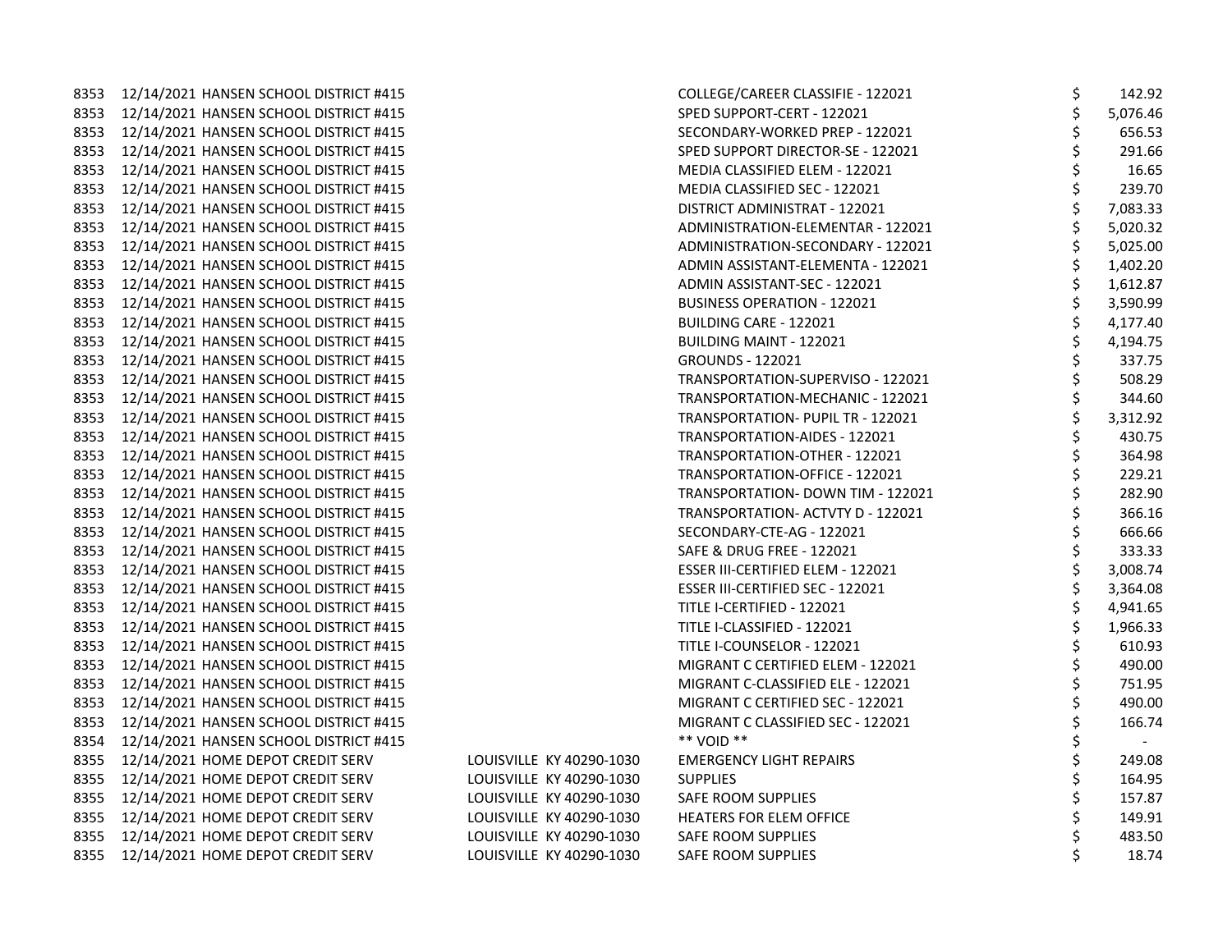| | | | | | |
|---|---|---|---|---|---|
| 8353 | 12/14/2021 | HANSEN SCHOOL DISTRICT #415 | | COLLEGE/CAREER CLASSIFIE - 122021 | $ 142.92 |
| 8353 | 12/14/2021 | HANSEN SCHOOL DISTRICT #415 | | SPED SUPPORT-CERT - 122021 | $ 5,076.46 |
| 8353 | 12/14/2021 | HANSEN SCHOOL DISTRICT #415 | | SECONDARY-WORKED PREP - 122021 | $ 656.53 |
| 8353 | 12/14/2021 | HANSEN SCHOOL DISTRICT #415 | | SPED SUPPORT DIRECTOR-SE - 122021 | $ 291.66 |
| 8353 | 12/14/2021 | HANSEN SCHOOL DISTRICT #415 | | MEDIA CLASSIFIED ELEM - 122021 | $ 16.65 |
| 8353 | 12/14/2021 | HANSEN SCHOOL DISTRICT #415 | | MEDIA CLASSIFIED SEC - 122021 | $ 239.70 |
| 8353 | 12/14/2021 | HANSEN SCHOOL DISTRICT #415 | | DISTRICT ADMINISTRAT - 122021 | $ 7,083.33 |
| 8353 | 12/14/2021 | HANSEN SCHOOL DISTRICT #415 | | ADMINISTRATION-ELEMENTAR - 122021 | $ 5,020.32 |
| 8353 | 12/14/2021 | HANSEN SCHOOL DISTRICT #415 | | ADMINISTRATION-SECONDARY - 122021 | $ 5,025.00 |
| 8353 | 12/14/2021 | HANSEN SCHOOL DISTRICT #415 | | ADMIN ASSISTANT-ELEMENTA - 122021 | $ 1,402.20 |
| 8353 | 12/14/2021 | HANSEN SCHOOL DISTRICT #415 | | ADMIN ASSISTANT-SEC - 122021 | $ 1,612.87 |
| 8353 | 12/14/2021 | HANSEN SCHOOL DISTRICT #415 | | BUSINESS OPERATION - 122021 | $ 3,590.99 |
| 8353 | 12/14/2021 | HANSEN SCHOOL DISTRICT #415 | | BUILDING CARE - 122021 | $ 4,177.40 |
| 8353 | 12/14/2021 | HANSEN SCHOOL DISTRICT #415 | | BUILDING MAINT - 122021 | $ 4,194.75 |
| 8353 | 12/14/2021 | HANSEN SCHOOL DISTRICT #415 | | GROUNDS - 122021 | $ 337.75 |
| 8353 | 12/14/2021 | HANSEN SCHOOL DISTRICT #415 | | TRANSPORTATION-SUPERVISO - 122021 | $ 508.29 |
| 8353 | 12/14/2021 | HANSEN SCHOOL DISTRICT #415 | | TRANSPORTATION-MECHANIC - 122021 | $ 344.60 |
| 8353 | 12/14/2021 | HANSEN SCHOOL DISTRICT #415 | | TRANSPORTATION- PUPIL TR - 122021 | $ 3,312.92 |
| 8353 | 12/14/2021 | HANSEN SCHOOL DISTRICT #415 | | TRANSPORTATION-AIDES - 122021 | $ 430.75 |
| 8353 | 12/14/2021 | HANSEN SCHOOL DISTRICT #415 | | TRANSPORTATION-OTHER - 122021 | $ 364.98 |
| 8353 | 12/14/2021 | HANSEN SCHOOL DISTRICT #415 | | TRANSPORTATION-OFFICE - 122021 | $ 229.21 |
| 8353 | 12/14/2021 | HANSEN SCHOOL DISTRICT #415 | | TRANSPORTATION- DOWN TIM - 122021 | $ 282.90 |
| 8353 | 12/14/2021 | HANSEN SCHOOL DISTRICT #415 | | TRANSPORTATION- ACTVTY D - 122021 | $ 366.16 |
| 8353 | 12/14/2021 | HANSEN SCHOOL DISTRICT #415 | | SECONDARY-CTE-AG - 122021 | $ 666.66 |
| 8353 | 12/14/2021 | HANSEN SCHOOL DISTRICT #415 | | SAFE & DRUG FREE - 122021 | $ 333.33 |
| 8353 | 12/14/2021 | HANSEN SCHOOL DISTRICT #415 | | ESSER III-CERTIFIED ELEM - 122021 | $ 3,008.74 |
| 8353 | 12/14/2021 | HANSEN SCHOOL DISTRICT #415 | | ESSER III-CERTIFIED SEC - 122021 | $ 3,364.08 |
| 8353 | 12/14/2021 | HANSEN SCHOOL DISTRICT #415 | | TITLE I-CERTIFIED - 122021 | $ 4,941.65 |
| 8353 | 12/14/2021 | HANSEN SCHOOL DISTRICT #415 | | TITLE I-CLASSIFIED - 122021 | $ 1,966.33 |
| 8353 | 12/14/2021 | HANSEN SCHOOL DISTRICT #415 | | TITLE I-COUNSELOR - 122021 | $ 610.93 |
| 8353 | 12/14/2021 | HANSEN SCHOOL DISTRICT #415 | | MIGRANT C CERTIFIED ELEM - 122021 | $ 490.00 |
| 8353 | 12/14/2021 | HANSEN SCHOOL DISTRICT #415 | | MIGRANT C-CLASSIFIED ELE - 122021 | $ 751.95 |
| 8353 | 12/14/2021 | HANSEN SCHOOL DISTRICT #415 | | MIGRANT C CERTIFIED SEC - 122021 | $ 490.00 |
| 8353 | 12/14/2021 | HANSEN SCHOOL DISTRICT #415 | | MIGRANT C CLASSIFIED SEC - 122021 | $ 166.74 |
| 8354 | 12/14/2021 | HANSEN SCHOOL DISTRICT #415 | | ** VOID ** | $ - |
| 8355 | 12/14/2021 | HOME DEPOT CREDIT SERV | LOUISVILLE KY 40290-1030 | EMERGENCY LIGHT REPAIRS | $ 249.08 |
| 8355 | 12/14/2021 | HOME DEPOT CREDIT SERV | LOUISVILLE KY 40290-1030 | SUPPLIES | $ 164.95 |
| 8355 | 12/14/2021 | HOME DEPOT CREDIT SERV | LOUISVILLE KY 40290-1030 | SAFE ROOM SUPPLIES | $ 157.87 |
| 8355 | 12/14/2021 | HOME DEPOT CREDIT SERV | LOUISVILLE KY 40290-1030 | HEATERS FOR ELEM OFFICE | $ 149.91 |
| 8355 | 12/14/2021 | HOME DEPOT CREDIT SERV | LOUISVILLE KY 40290-1030 | SAFE ROOM SUPPLIES | $ 483.50 |
| 8355 | 12/14/2021 | HOME DEPOT CREDIT SERV | LOUISVILLE KY 40290-1030 | SAFE ROOM SUPPLIES | $ 18.74 |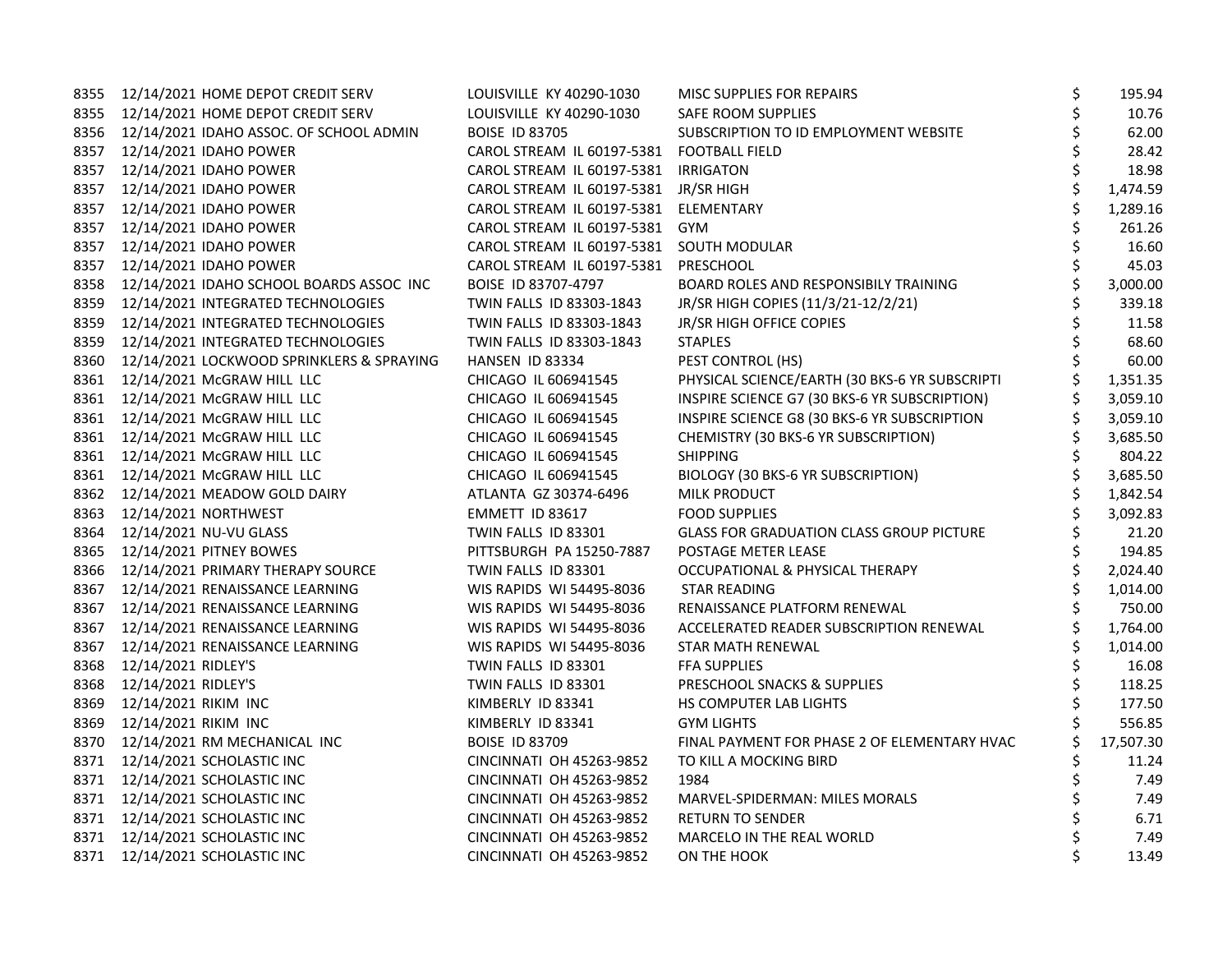| | | | | | | |
|---|---|---|---|---|---|---|
| 8355 | 12/14/2021 | HOME DEPOT CREDIT SERV | LOUISVILLE KY 40290-1030 | MISC SUPPLIES FOR REPAIRS | $ | 195.94 |
| 8355 | 12/14/2021 | HOME DEPOT CREDIT SERV | LOUISVILLE KY 40290-1030 | SAFE ROOM SUPPLIES | $ | 10.76 |
| 8356 | 12/14/2021 | IDAHO ASSOC. OF SCHOOL ADMIN | BOISE ID 83705 | SUBSCRIPTION TO ID EMPLOYMENT WEBSITE | $ | 62.00 |
| 8357 | 12/14/2021 | IDAHO POWER | CAROL STREAM IL 60197-5381 | FOOTBALL FIELD | $ | 28.42 |
| 8357 | 12/14/2021 | IDAHO POWER | CAROL STREAM IL 60197-5381 | IRRIGATON | $ | 18.98 |
| 8357 | 12/14/2021 | IDAHO POWER | CAROL STREAM IL 60197-5381 | JR/SR HIGH | $ | 1,474.59 |
| 8357 | 12/14/2021 | IDAHO POWER | CAROL STREAM IL 60197-5381 | ELEMENTARY | $ | 1,289.16 |
| 8357 | 12/14/2021 | IDAHO POWER | CAROL STREAM IL 60197-5381 | GYM | $ | 261.26 |
| 8357 | 12/14/2021 | IDAHO POWER | CAROL STREAM IL 60197-5381 | SOUTH MODULAR | $ | 16.60 |
| 8357 | 12/14/2021 | IDAHO POWER | CAROL STREAM IL 60197-5381 | PRESCHOOL | $ | 45.03 |
| 8358 | 12/14/2021 | IDAHO SCHOOL BOARDS ASSOC INC | BOISE ID 83707-4797 | BOARD ROLES AND RESPONSIBILY TRAINING | $ | 3,000.00 |
| 8359 | 12/14/2021 | INTEGRATED TECHNOLOGIES | TWIN FALLS ID 83303-1843 | JR/SR HIGH COPIES (11/3/21-12/2/21) | $ | 339.18 |
| 8359 | 12/14/2021 | INTEGRATED TECHNOLOGIES | TWIN FALLS ID 83303-1843 | JR/SR HIGH OFFICE COPIES | $ | 11.58 |
| 8359 | 12/14/2021 | INTEGRATED TECHNOLOGIES | TWIN FALLS ID 83303-1843 | STAPLES | $ | 68.60 |
| 8360 | 12/14/2021 | LOCKWOOD SPRINKLERS & SPRAYING | HANSEN ID 83334 | PEST CONTROL (HS) | $ | 60.00 |
| 8361 | 12/14/2021 | McGRAW HILL LLC | CHICAGO IL 606941545 | PHYSICAL SCIENCE/EARTH (30 BKS-6 YR SUBSCRIPTI | $ | 1,351.35 |
| 8361 | 12/14/2021 | McGRAW HILL LLC | CHICAGO IL 606941545 | INSPIRE SCIENCE G7 (30 BKS-6 YR SUBSCRIPTION) | $ | 3,059.10 |
| 8361 | 12/14/2021 | McGRAW HILL LLC | CHICAGO IL 606941545 | INSPIRE SCIENCE G8 (30 BKS-6 YR SUBSCRIPTION | $ | 3,059.10 |
| 8361 | 12/14/2021 | McGRAW HILL LLC | CHICAGO IL 606941545 | CHEMISTRY (30 BKS-6 YR SUBSCRIPTION) | $ | 3,685.50 |
| 8361 | 12/14/2021 | McGRAW HILL LLC | CHICAGO IL 606941545 | SHIPPING | $ | 804.22 |
| 8361 | 12/14/2021 | McGRAW HILL LLC | CHICAGO IL 606941545 | BIOLOGY (30 BKS-6 YR SUBSCRIPTION) | $ | 3,685.50 |
| 8362 | 12/14/2021 | MEADOW GOLD DAIRY | ATLANTA GZ 30374-6496 | MILK PRODUCT | $ | 1,842.54 |
| 8363 | 12/14/2021 | NORTHWEST | EMMETT ID 83617 | FOOD SUPPLIES | $ | 3,092.83 |
| 8364 | 12/14/2021 | NU-VU GLASS | TWIN FALLS ID 83301 | GLASS FOR GRADUATION CLASS GROUP PICTURE | $ | 21.20 |
| 8365 | 12/14/2021 | PITNEY BOWES | PITTSBURGH PA 15250-7887 | POSTAGE METER LEASE | $ | 194.85 |
| 8366 | 12/14/2021 | PRIMARY THERAPY SOURCE | TWIN FALLS ID 83301 | OCCUPATIONAL & PHYSICAL THERAPY | $ | 2,024.40 |
| 8367 | 12/14/2021 | RENAISSANCE LEARNING | WIS RAPIDS WI 54495-8036 | STAR READING | $ | 1,014.00 |
| 8367 | 12/14/2021 | RENAISSANCE LEARNING | WIS RAPIDS WI 54495-8036 | RENAISSANCE PLATFORM RENEWAL | $ | 750.00 |
| 8367 | 12/14/2021 | RENAISSANCE LEARNING | WIS RAPIDS WI 54495-8036 | ACCELERATED READER SUBSCRIPTION RENEWAL | $ | 1,764.00 |
| 8367 | 12/14/2021 | RENAISSANCE LEARNING | WIS RAPIDS WI 54495-8036 | STAR MATH RENEWAL | $ | 1,014.00 |
| 8368 | 12/14/2021 | RIDLEY'S | TWIN FALLS ID 83301 | FFA SUPPLIES | $ | 16.08 |
| 8368 | 12/14/2021 | RIDLEY'S | TWIN FALLS ID 83301 | PRESCHOOL SNACKS & SUPPLIES | $ | 118.25 |
| 8369 | 12/14/2021 | RIKIM INC | KIMBERLY ID 83341 | HS COMPUTER LAB LIGHTS | $ | 177.50 |
| 8369 | 12/14/2021 | RIKIM INC | KIMBERLY ID 83341 | GYM LIGHTS | $ | 556.85 |
| 8370 | 12/14/2021 | RM MECHANICAL INC | BOISE ID 83709 | FINAL PAYMENT FOR PHASE 2 OF ELEMENTARY HVAC | $ | 17,507.30 |
| 8371 | 12/14/2021 | SCHOLASTIC INC | CINCINNATI OH 45263-9852 | TO KILL A MOCKING BIRD | $ | 11.24 |
| 8371 | 12/14/2021 | SCHOLASTIC INC | CINCINNATI OH 45263-9852 | 1984 | $ | 7.49 |
| 8371 | 12/14/2021 | SCHOLASTIC INC | CINCINNATI OH 45263-9852 | MARVEL-SPIDERMAN: MILES MORALS | $ | 7.49 |
| 8371 | 12/14/2021 | SCHOLASTIC INC | CINCINNATI OH 45263-9852 | RETURN TO SENDER | $ | 6.71 |
| 8371 | 12/14/2021 | SCHOLASTIC INC | CINCINNATI OH 45263-9852 | MARCELO IN THE REAL WORLD | $ | 7.49 |
| 8371 | 12/14/2021 | SCHOLASTIC INC | CINCINNATI OH 45263-9852 | ON THE HOOK | $ | 13.49 |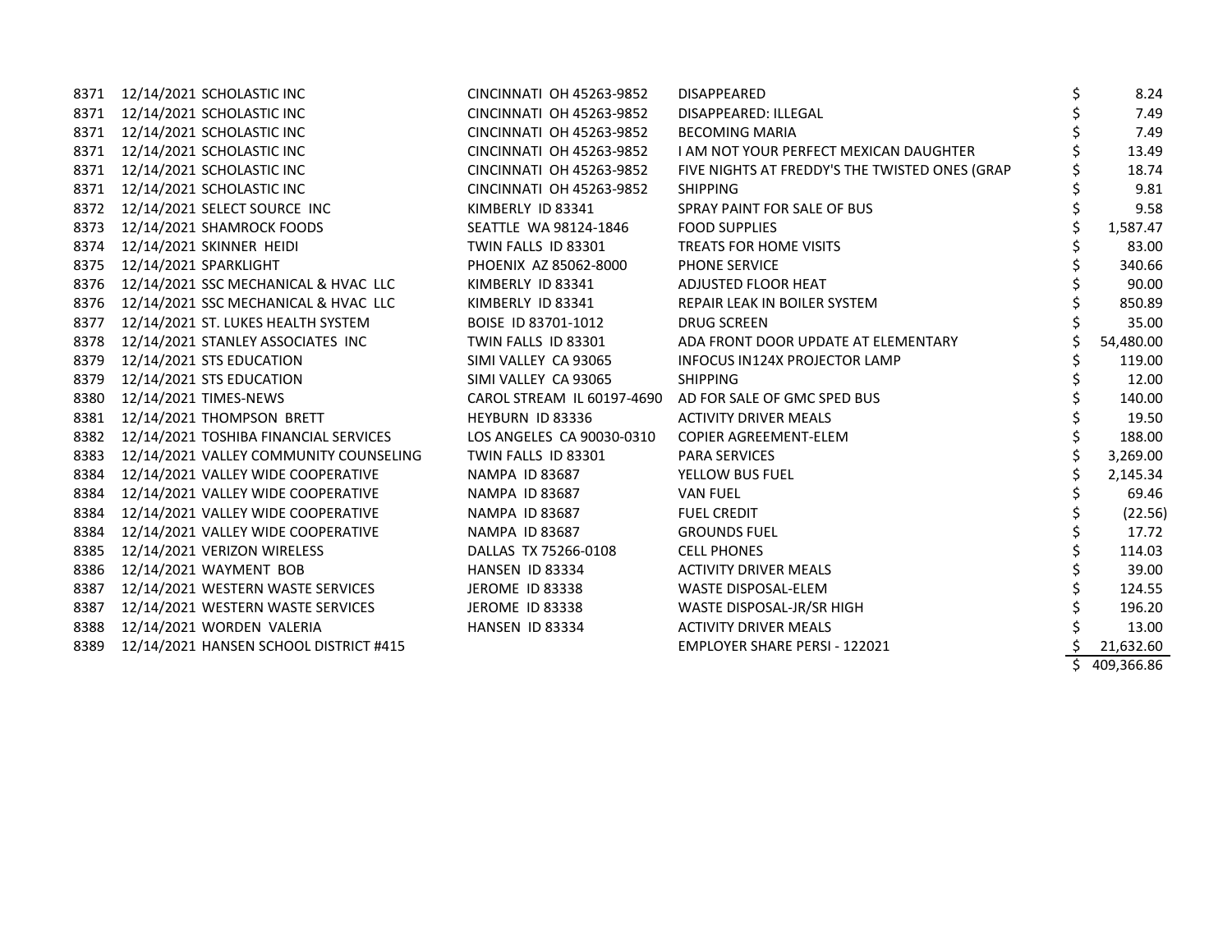| | | | | | |
|---|---|---|---|---|---|
| 8371 | 12/14/2021 | SCHOLASTIC INC | CINCINNATI OH 45263-9852 | DISAPPEARED | $ 8.24 |
| 8371 | 12/14/2021 | SCHOLASTIC INC | CINCINNATI OH 45263-9852 | DISAPPEARED: ILLEGAL | $ 7.49 |
| 8371 | 12/14/2021 | SCHOLASTIC INC | CINCINNATI OH 45263-9852 | BECOMING MARIA | $ 7.49 |
| 8371 | 12/14/2021 | SCHOLASTIC INC | CINCINNATI OH 45263-9852 | I AM NOT YOUR PERFECT MEXICAN DAUGHTER | $ 13.49 |
| 8371 | 12/14/2021 | SCHOLASTIC INC | CINCINNATI OH 45263-9852 | FIVE NIGHTS AT FREDDY'S THE TWISTED ONES (GRAP | $ 18.74 |
| 8371 | 12/14/2021 | SCHOLASTIC INC | CINCINNATI OH 45263-9852 | SHIPPING | $ 9.81 |
| 8372 | 12/14/2021 | SELECT SOURCE INC | KIMBERLY ID 83341 | SPRAY PAINT FOR SALE OF BUS | $ 9.58 |
| 8373 | 12/14/2021 | SHAMROCK FOODS | SEATTLE WA 98124-1846 | FOOD SUPPLIES | $ 1,587.47 |
| 8374 | 12/14/2021 | SKINNER HEIDI | TWIN FALLS ID 83301 | TREATS FOR HOME VISITS | $ 83.00 |
| 8375 | 12/14/2021 | SPARKLIGHT | PHOENIX AZ 85062-8000 | PHONE SERVICE | $ 340.66 |
| 8376 | 12/14/2021 | SSC MECHANICAL & HVAC LLC | KIMBERLY ID 83341 | ADJUSTED FLOOR HEAT | $ 90.00 |
| 8376 | 12/14/2021 | SSC MECHANICAL & HVAC LLC | KIMBERLY ID 83341 | REPAIR LEAK IN BOILER SYSTEM | $ 850.89 |
| 8377 | 12/14/2021 | ST. LUKES HEALTH SYSTEM | BOISE ID 83701-1012 | DRUG SCREEN | $ 35.00 |
| 8378 | 12/14/2021 | STANLEY ASSOCIATES INC | TWIN FALLS ID 83301 | ADA FRONT DOOR UPDATE AT ELEMENTARY | $ 54,480.00 |
| 8379 | 12/14/2021 | STS EDUCATION | SIMI VALLEY CA 93065 | INFOCUS IN124X PROJECTOR LAMP | $ 119.00 |
| 8379 | 12/14/2021 | STS EDUCATION | SIMI VALLEY CA 93065 | SHIPPING | $ 12.00 |
| 8380 | 12/14/2021 | TIMES-NEWS | CAROL STREAM IL 60197-4690 | AD FOR SALE OF GMC SPED BUS | $ 140.00 |
| 8381 | 12/14/2021 | THOMPSON BRETT | HEYBURN ID 83336 | ACTIVITY DRIVER MEALS | $ 19.50 |
| 8382 | 12/14/2021 | TOSHIBA FINANCIAL SERVICES | LOS ANGELES CA 90030-0310 | COPIER AGREEMENT-ELEM | $ 188.00 |
| 8383 | 12/14/2021 | VALLEY COMMUNITY COUNSELING | TWIN FALLS ID 83301 | PARA SERVICES | $ 3,269.00 |
| 8384 | 12/14/2021 | VALLEY WIDE COOPERATIVE | NAMPA ID 83687 | YELLOW BUS FUEL | $ 2,145.34 |
| 8384 | 12/14/2021 | VALLEY WIDE COOPERATIVE | NAMPA ID 83687 | VAN FUEL | $ 69.46 |
| 8384 | 12/14/2021 | VALLEY WIDE COOPERATIVE | NAMPA ID 83687 | FUEL CREDIT | $ (22.56) |
| 8384 | 12/14/2021 | VALLEY WIDE COOPERATIVE | NAMPA ID 83687 | GROUNDS FUEL | $ 17.72 |
| 8385 | 12/14/2021 | VERIZON WIRELESS | DALLAS TX 75266-0108 | CELL PHONES | $ 114.03 |
| 8386 | 12/14/2021 | WAYMENT BOB | HANSEN ID 83334 | ACTIVITY DRIVER MEALS | $ 39.00 |
| 8387 | 12/14/2021 | WESTERN WASTE SERVICES | JEROME ID 83338 | WASTE DISPOSAL-ELEM | $ 124.55 |
| 8387 | 12/14/2021 | WESTERN WASTE SERVICES | JEROME ID 83338 | WASTE DISPOSAL-JR/SR HIGH | $ 196.20 |
| 8388 | 12/14/2021 | WORDEN VALERIA | HANSEN ID 83334 | ACTIVITY DRIVER MEALS | $ 13.00 |
| 8389 | 12/14/2021 | HANSEN SCHOOL DISTRICT #415 | | EMPLOYER SHARE PERSI - 122021 | $ 21,632.60 |
| | | | | | $ 409,366.86 |